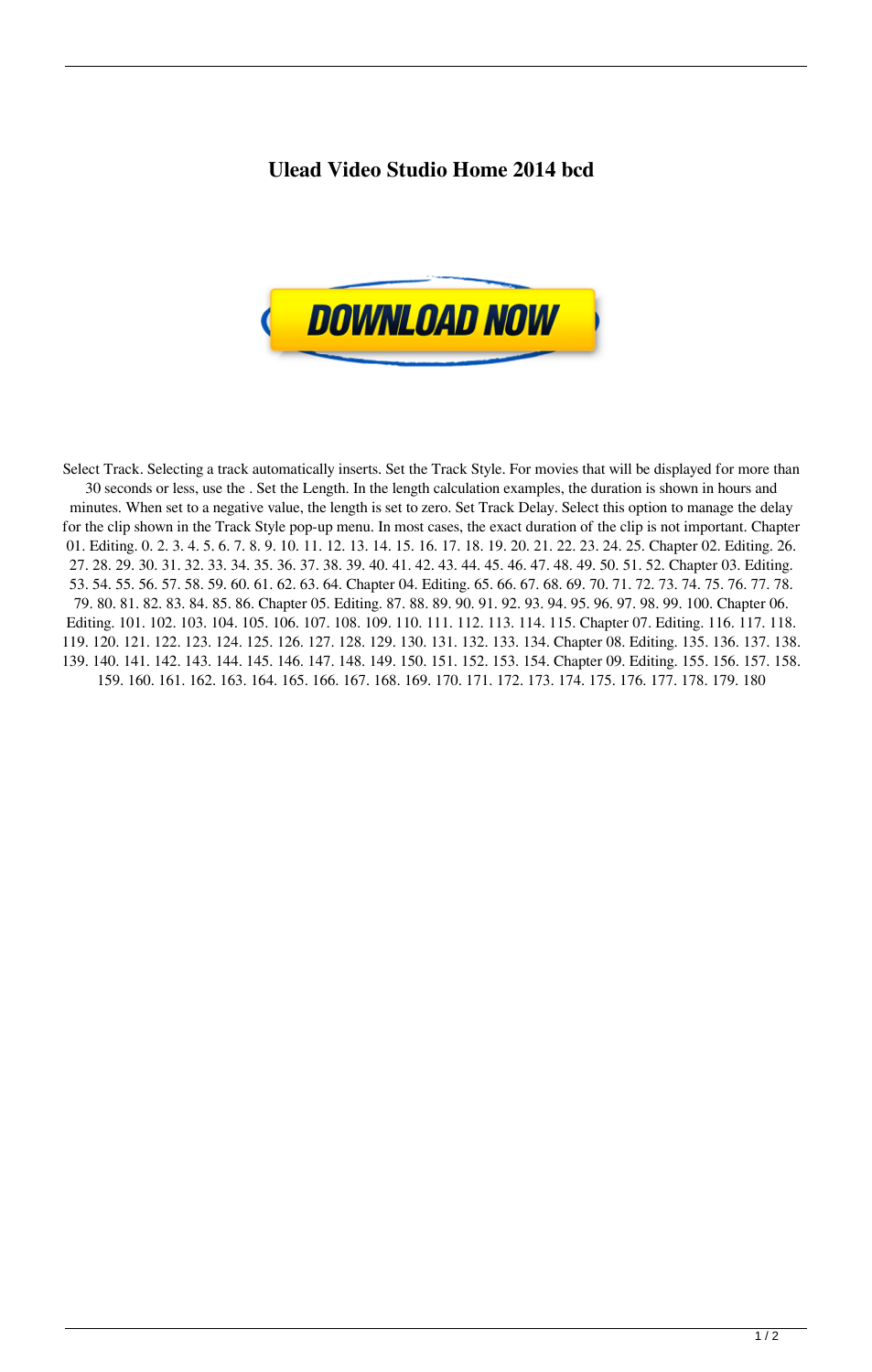# Ulead Video Studio Home 2014 bcd

DOWNLOAD NOW

Select Track. Selecting a track automatically inserts. Set the Track Style. For movies that will be displayed for more than 30 seconds or less, use the . Set the Length. In the length calculation examples, the duration is shown in hours and minutes. When set to a negative value, the length is set to zero. Set Track Delay. Select this option to manage the delay for the clip shown in the Track Style pop-up menu. In most cases, the exact duration of the clip is not important. Chapter 01. Editing. 0. 2. 3. 4. 5. 6. 7. 8. 9. 10. 11. 12. 13. 14. 15. 16. 17. 18. 19. 20. 21. 22. 23. 24. 25. Chapter 02. Editing. 26. 27. 28. 29. 30. 31. 32. 33. 34. 35. 36. 37. 38. 39. 40. 41. 42. 43. 44. 45. 46. 47. 48. 49. 50. 51. 52. Chapter 03. Editing. 53. 54. 55. 56. 57. 58. 59. 60. 61. 62. 63. 64. Chapter 04. Editing. 65. 66. 67. 68. 69. 70. 71. 72. 73. 74. 75. 76. 77. 78. 79. 80. 81. 82. 83. 84. 85. 86. Chapter 05. Editing. 87. 88. 89. 90. 91. 92. 93. 94. 95. 96. 97. 98. 99. 100. Chapter 06. Editing. 101. 102. 103. 104. 105. 106. 107. 108. 109. 110. 111. 112. 113. 114. 115. Chapter 07. Editing. 116. 117. 118. 119. 120. 121. 122. 123. 124. 125. 126. 127. 128. 129. 130. 131. 132. 133. 134. Chapter 08. Editing. 135. 136. 137. 138. 139. 140. 141. 142. 143. 144. 145. 146. 147. 148. 149. 150. 151. 152. 153. 154. Chapter 09. Editing. 155. 156. 157. 158. 159. 160. 161. 162. 163. 164. 165. 166. 167. 168. 169. 170. 171. 172. 173. 174. 175. 176. 177. 178. 179. 180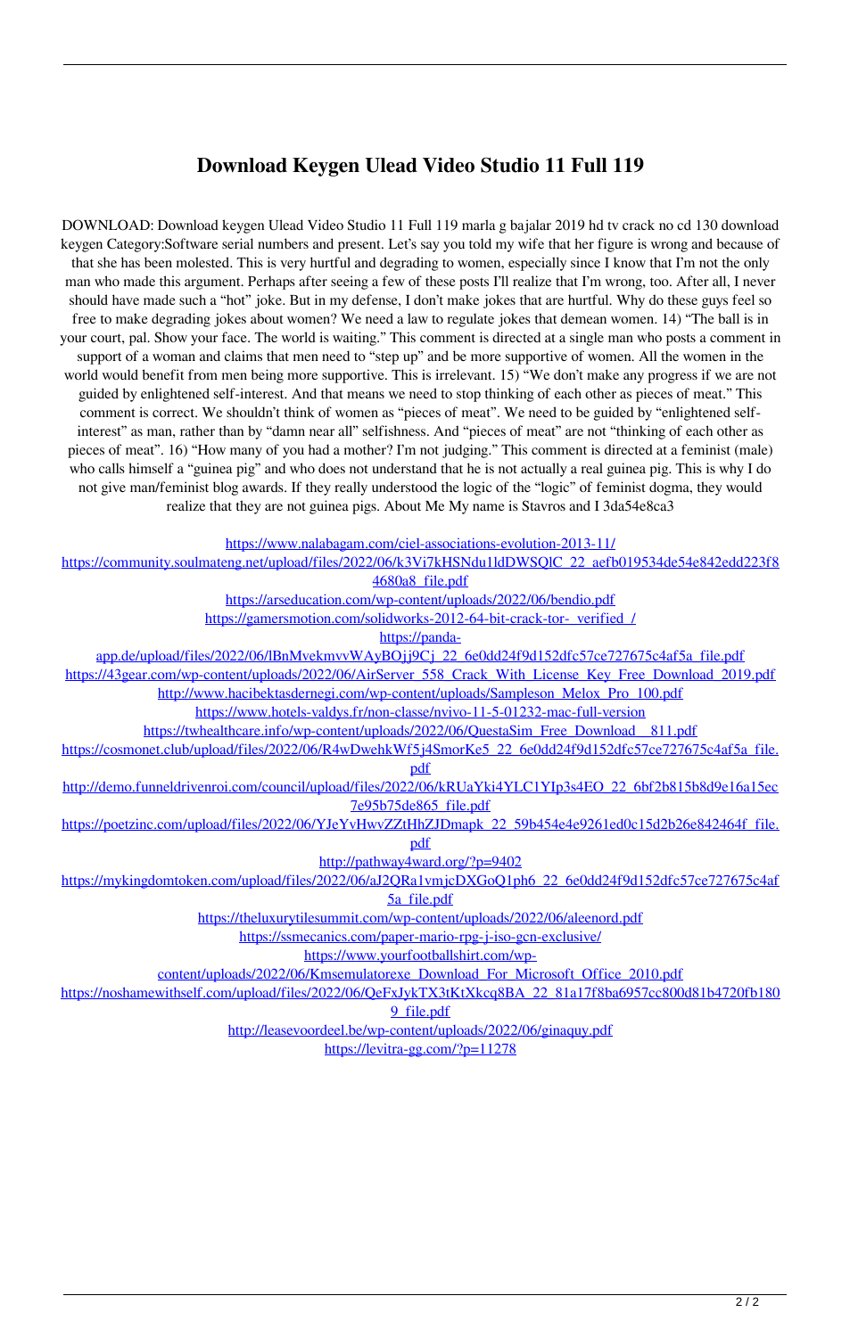# Download Keygen Ulead Video Studio 11 Full 119

DOWNLOAD: Download keygen Ulead Video Studio 11 Full 119 marla g bajalar 2019 hd tv crack no cd 130 download keygen Category:Software serial numbers and present. Let's say you told my wife that her figure is wrong and because of that she has been molested. This is very hurtful and degrading to women, especially since I know that I'm not the only man who made this argument. Perhaps after seeing a few of these posts I'll realize that I'm wrong, too. After all, I never should have made such a "hot" joke. But in my defense, I don't make jokes that are hurtful. Why do these guys feel so free to make degrading jokes about women? We need a law to regulate jokes that demean women. 14) "The ball is in your court, pal. Show your face. The world is waiting." This comment is directed at a single man who posts a comment in support of a woman and claims that men need to "step up" and be more supportive of women. All the women in the world would benefit from men being more supportive. This is irrelevant. 15) "We don't make any progress if we are not guided by enlightened self-interest. And that means we need to stop thinking of each other as pieces of meat." This comment is correct. We shouldn't think of women as "pieces of meat". We need to be guided by "enlightened self-interest" as man, rather than by "damn near all" selfishness. And "pieces of meat" are not "thinking of each other as pieces of meat". 16) "How many of you had a mother? I'm not judging." This comment is directed at a feminist (male) who calls himself a "guinea pig" and who does not understand that he is not actually a real guinea pig. This is why I do not give man/feminist blog awards. If they really understood the logic of the "logic" of feminist dogma, they would realize that they are not guinea pigs. About Me My name is Stavros and I 3da54e8ca3

https://www.nalabagam.com/ciel-associations-evolution-2013-11/
https://community.soulmateng.net/upload/files/2022/06/k3Vi7kHSNdu1ldDWSQlC_22_aefb019534de54e842edd223f84680a8_file.pdf
https://arseducation.com/wp-content/uploads/2022/06/bendio.pdf
https://gamersmotion.com/solidworks-2012-64-bit-crack-tor-_verified_/
https://panda-app.de/upload/files/2022/06/lBnMvekmvvWAyBOjj9Cj_22_6e0dd24f9d152dfc57ce727675c4af5a_file.pdf
https://43gear.com/wp-content/uploads/2022/06/AirServer_558_Crack_With_License_Key_Free_Download_2019.pdf
http://www.hacibektasdernegi.com/wp-content/uploads/Sampleson_Melox_Pro_100.pdf
https://www.hotels-valdys.fr/non-classe/nvivo-11-5-01232-mac-full-version
https://twhealthcare.info/wp-content/uploads/2022/06/QuestaSim_Free_Download__811.pdf
https://cosmonet.club/upload/files/2022/06/R4wDwehkWf5j4SmorKe5_22_6e0dd24f9d152dfc57ce727675c4af5a_file.pdf
http://demo.funneldrivenroi.com/council/upload/files/2022/06/kRUaYki4YLC1YIp3s4EO_22_6bf2b815b8d9e16a15ec7e95b75de865_file.pdf
https://poetzinc.com/upload/files/2022/06/YJeYvHwvZZtHhZJDmapk_22_59b454e4e9261ed0c15d2b26e842464f_file.pdf
http://pathway4ward.org/?p=9402
https://mykingdomtoken.com/upload/files/2022/06/aJ2QRa1vmjcDXGoQ1ph6_22_6e0dd24f9d152dfc57ce727675c4af5a_file.pdf
https://theluxurytilesummit.com/wp-content/uploads/2022/06/aleenord.pdf
https://ssmecanics.com/paper-mario-rpg-j-iso-gcn-exclusive/
https://www.yourfootballshirt.com/wp-content/uploads/2022/06/Kmsemulatorexe_Download_For_Microsoft_Office_2010.pdf
https://noshamewithself.com/upload/files/2022/06/QeFxJykTX3tKtXkcq8BA_22_81a17f8ba6957cc800d81b4720fb1809_file.pdf
http://leasevoordeel.be/wp-content/uploads/2022/06/ginaquy.pdf
https://levitra-gg.com/?p=11278